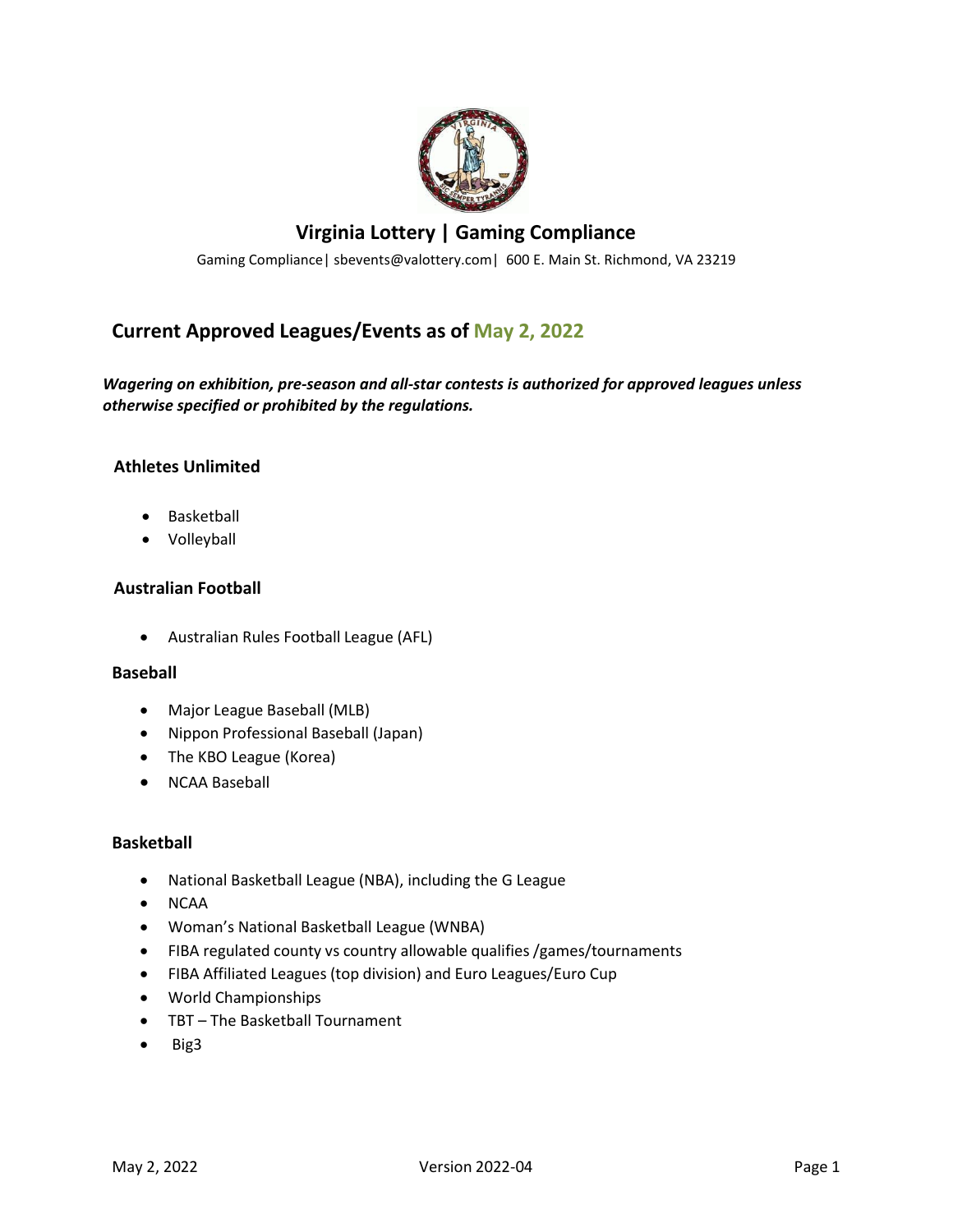# Virginia Lottery | Gaming Compliance

Gaming Compliance| sbevents@valottery.com| 600 E. Main St. Richmond, VA 23219

## Current Approved Leagues/Events as of May 2, 2022

***Wagering on exhibition, pre-season and all-star contests is authorized for approved leagues unless otherwise specified or prohibited by the regulations.***

### Athletes Unlimited

- Basketball
- Volleyball

### Australian Football

- Australian Rules Football League (AFL)

### Baseball

- Major League Baseball (MLB)
- Nippon Professional Baseball (Japan)
- The KBO League (Korea)
- NCAA Baseball

### Basketball

- National Basketball League (NBA), including the G League
- NCAA
- Woman's National Basketball League (WNBA)
- FIBA regulated county vs country allowable qualifies /games/tournaments
- FIBA Affiliated Leagues (top division) and Euro Leagues/Euro Cup
- World Championships
- TBT – The Basketball Tournament
- Big3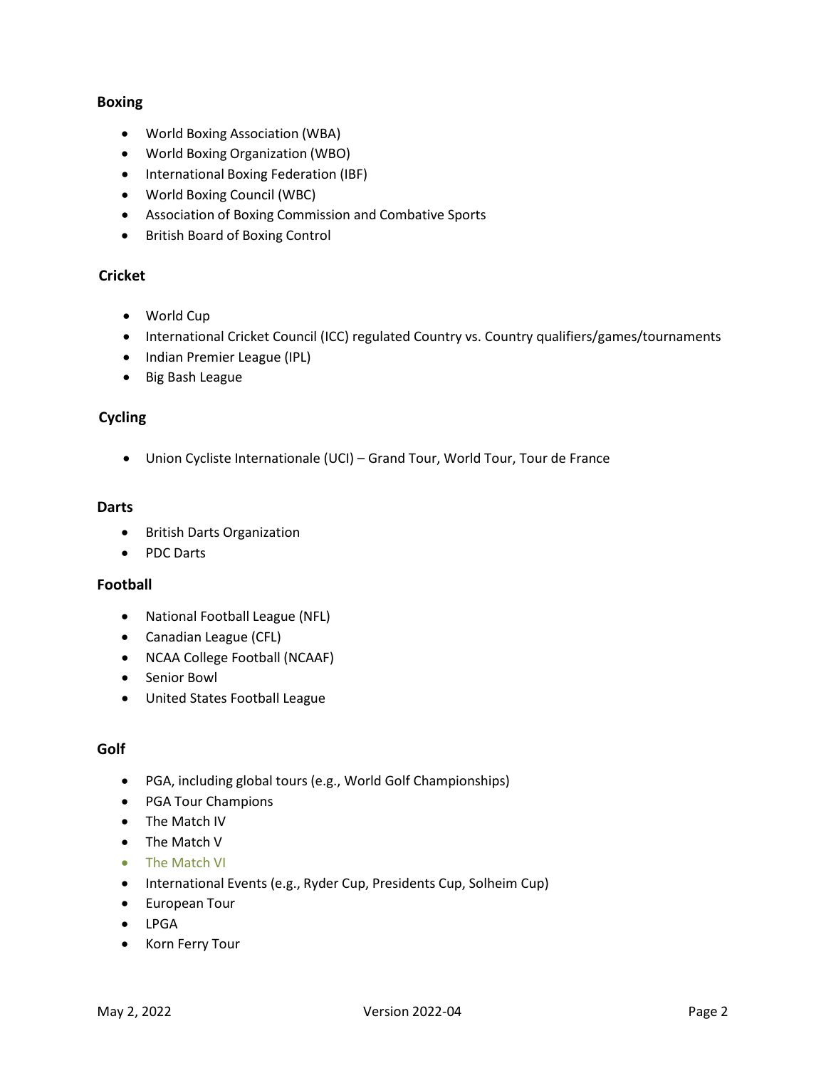**Boxing**

- World Boxing Association (WBA)
- World Boxing Organization (WBO)
- International Boxing Federation (IBF)
- World Boxing Council (WBC)
- Association of Boxing Commission and Combative Sports
- British Board of Boxing Control

**Cricket**

- World Cup
- International Cricket Council (ICC) regulated Country vs. Country qualifiers/games/tournaments
- Indian Premier League (IPL)
- Big Bash League

**Cycling**

- Union Cycliste Internationale (UCI) – Grand Tour, World Tour, Tour de France

**Darts**

- British Darts Organization
- PDC Darts

**Football**

- National Football League (NFL)
- Canadian League (CFL)
- NCAA College Football (NCAAF)
- Senior Bowl
- United States Football League

**Golf**

- PGA, including global tours (e.g., World Golf Championships)
- PGA Tour Champions
- The Match IV
- The Match V
- The Match VI
- International Events (e.g., Ryder Cup, Presidents Cup, Solheim Cup)
- European Tour
- LPGA
- Korn Ferry Tour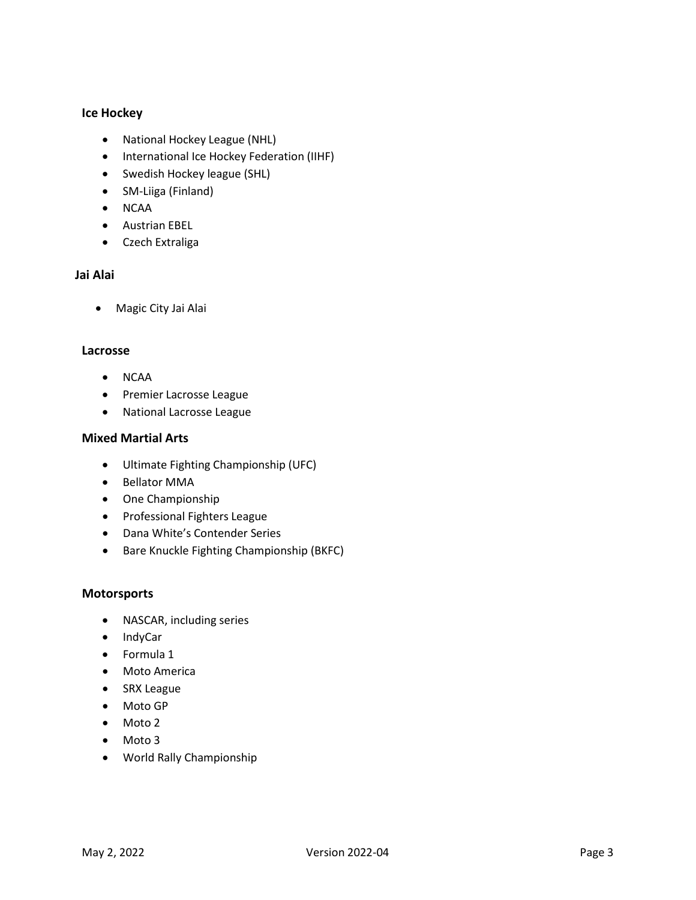### Ice Hockey

- National Hockey League (NHL)
- International Ice Hockey Federation (IIHF)
- Swedish Hockey league (SHL)
- SM-Liiga (Finland)
- NCAA
- Austrian EBEL
- Czech Extraliga

### Jai Alai

- Magic City Jai Alai

### Lacrosse

- NCAA
- Premier Lacrosse League
- National Lacrosse League

### Mixed Martial Arts

- Ultimate Fighting Championship (UFC)
- Bellator MMA
- One Championship
- Professional Fighters League
- Dana White's Contender Series
- Bare Knuckle Fighting Championship (BKFC)

### Motorsports

- NASCAR, including series
- IndyCar
- Formula 1
- Moto America
- SRX League
- Moto GP
- Moto 2
- Moto 3
- World Rally Championship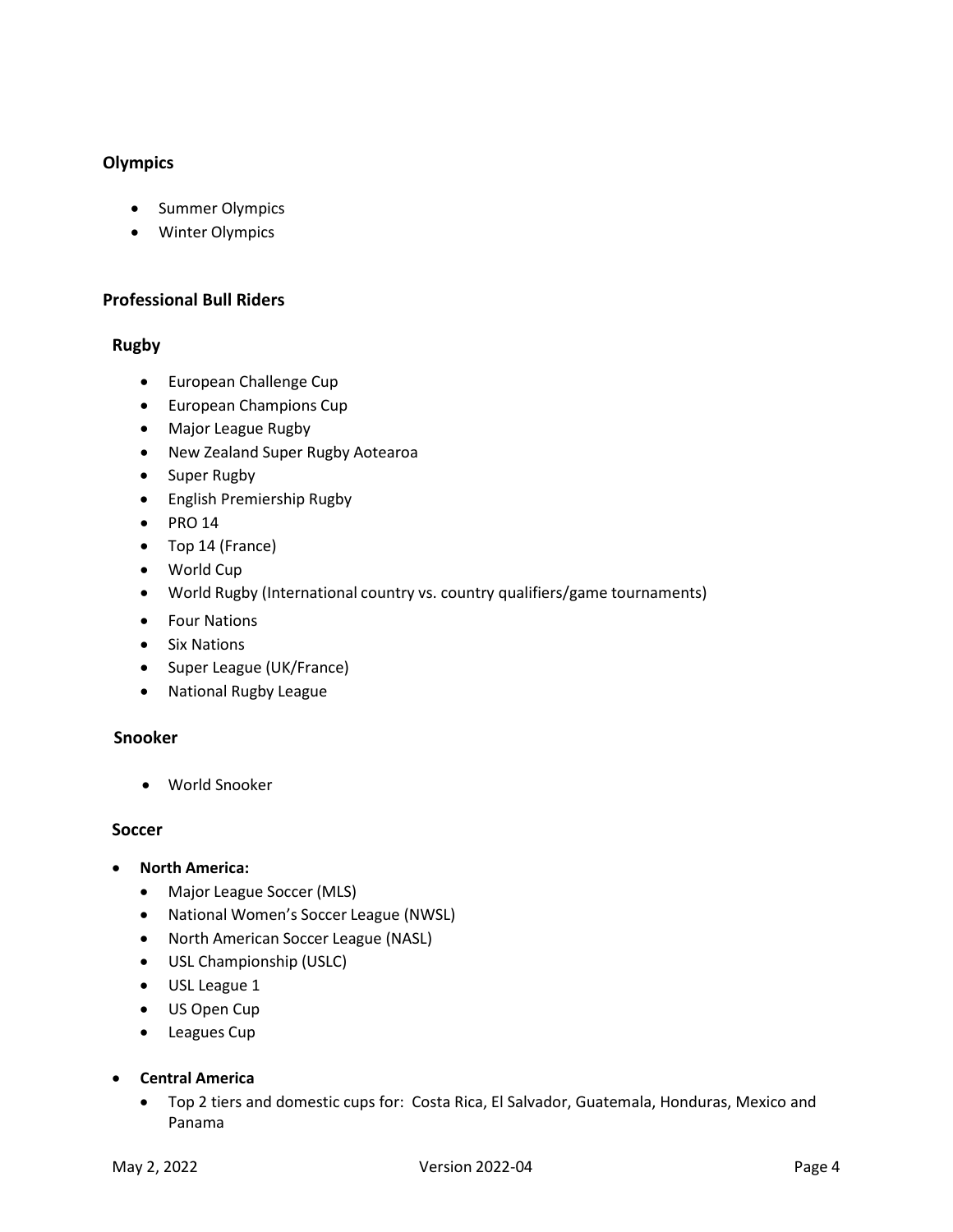### Olympics

- Summer Olympics
- Winter Olympics

### Professional Bull Riders

### Rugby

- European Challenge Cup
- European Champions Cup
- Major League Rugby
- New Zealand Super Rugby Aotearoa
- Super Rugby
- English Premiership Rugby
- PRO 14
- Top 14 (France)
- World Cup
- World Rugby (International country vs. country qualifiers/game tournaments)
- Four Nations
- Six Nations
- Super League (UK/France)
- National Rugby League

### Snooker

- World Snooker

### Soccer

- **North America:**
  - Major League Soccer (MLS)
  - National Women's Soccer League (NWSL)
  - North American Soccer League (NASL)
  - USL Championship (USLC)
  - USL League 1
  - US Open Cup
  - Leagues Cup
- **Central America**
  - Top 2 tiers and domestic cups for: Costa Rica, El Salvador, Guatemala, Honduras, Mexico and Panama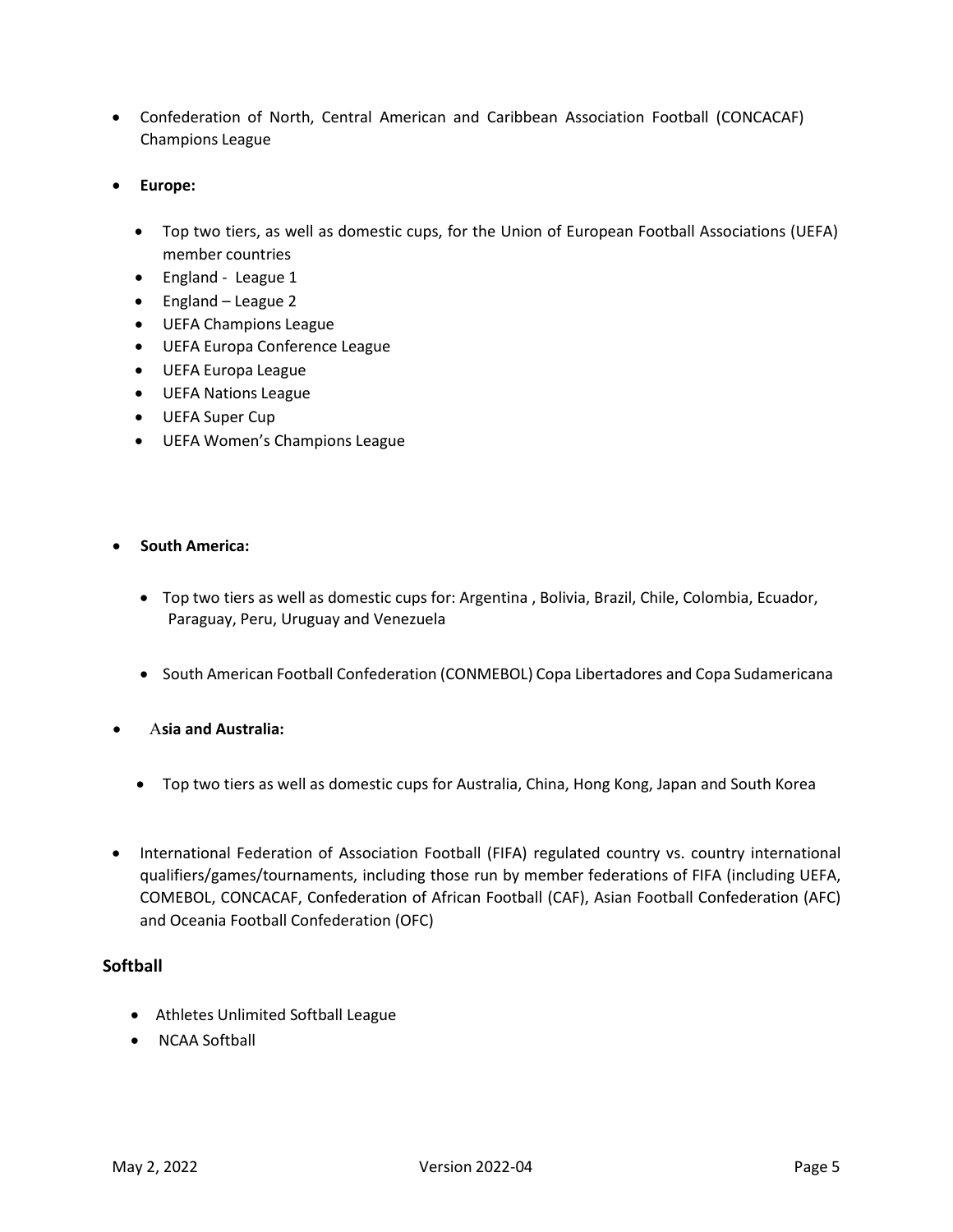- Confederation of North, Central American and Caribbean Association Football (CONCACAF) Champions League

- **Europe:**
  - Top two tiers, as well as domestic cups, for the Union of European Football Associations (UEFA) member countries
  - England - League 1
  - England – League 2
  - UEFA Champions League
  - UEFA Europa Conference League
  - UEFA Europa League
  - UEFA Nations League
  - UEFA Super Cup
  - UEFA Women's Champions League

- **South America:**
  - Top two tiers as well as domestic cups for: Argentina , Bolivia, Brazil, Chile, Colombia, Ecuador, Paraguay, Peru, Uruguay and Venezuela
  - South American Football Confederation (CONMEBOL) Copa Libertadores and Copa Sudamericana

- **Asia and Australia:**
  - Top two tiers as well as domestic cups for Australia, China, Hong Kong, Japan and South Korea

- International Federation of Association Football (FIFA) regulated country vs. country international qualifiers/games/tournaments, including those run by member federations of FIFA (including UEFA, COMEBOL, CONCACAF, Confederation of African Football (CAF), Asian Football Confederation (AFC) and Oceania Football Confederation (OFC)

## Softball

- Athletes Unlimited Softball League
- NCAA Softball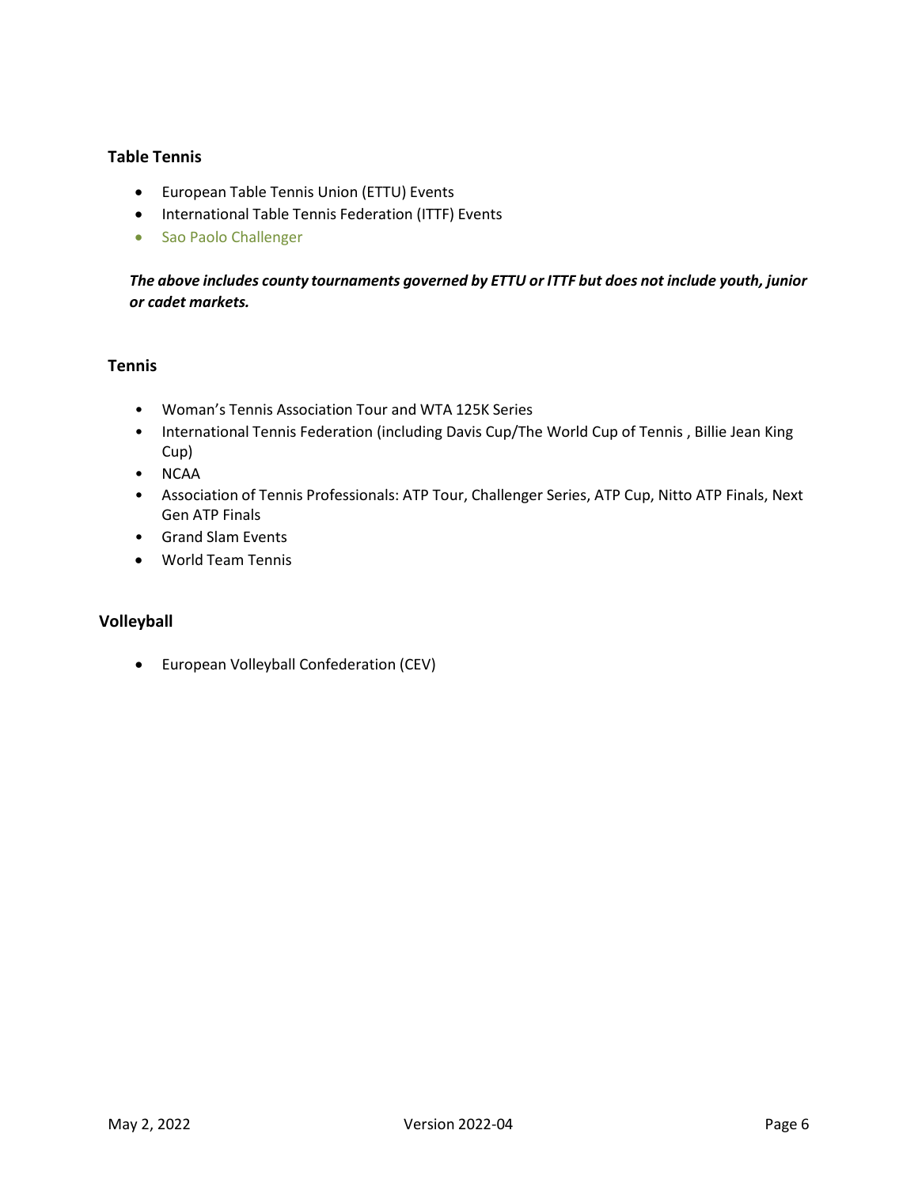### Table Tennis

- European Table Tennis Union (ETTU) Events
- International Table Tennis Federation (ITTF) Events
- Sao Paolo Challenger

***The above includes county tournaments governed by ETTU or ITTF but does not include youth, junior or cadet markets.***

### Tennis

- Woman's Tennis Association Tour and WTA 125K Series
- International Tennis Federation (including Davis Cup/The World Cup of Tennis , Billie Jean King Cup)
- NCAA
- Association of Tennis Professionals: ATP Tour, Challenger Series, ATP Cup, Nitto ATP Finals, Next Gen ATP Finals
- Grand Slam Events
- World Team Tennis

### Volleyball

- European Volleyball Confederation (CEV)